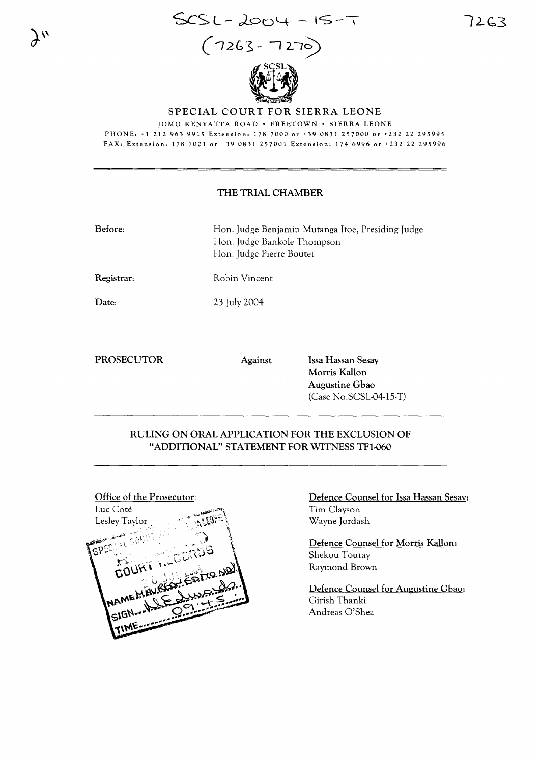SCSL-2004-15-T

(7263-7270)

# SPECIAL COURT FOR SIERRA LEONE

JOMO KENYATTA ROAD • FREETOWN • SIERRA LEONE

PHONE: +1 212 963 9915 Extension: 178 7000 or +39 0831 257000 or +232 22 295995

FAX: Extension: 178 7001 or +39 0831 257001 Extension: 174 6996 or +232 22 295996

## THE TRIAL CHAMBER

Before: Hon. Judge Benjamin Mutanga Itoe, Presiding Judge
Hon. Judge Bankole Thompson
Hon. Judge Pierre Boutet

Registrar: Robin Vincent

Date: 23 July 2004

PROSECUTOR Against **Issa Hassan Sesay**
**Morris Kallon**
**Augustine Gbao**
(Case No.SCSL-04-15-T)

## RULING ON ORAL APPLICATION FOR THE EXCLUSION OF "ADDITIONAL" STATEMENT FOR WITNESS TF1-060

Office of the Prosecutor:
Luc Coté
Lesley Taylor

Defence Counsel for Issa Hassan Sesay:
Tim Clayson
Wayne Jordash

Defence Counsel for Morris Kallon:
Shekou Touray
Raymond Brown

Defence Counsel for Augustine Gbao:
Girish Thanki
Andreas O'Shea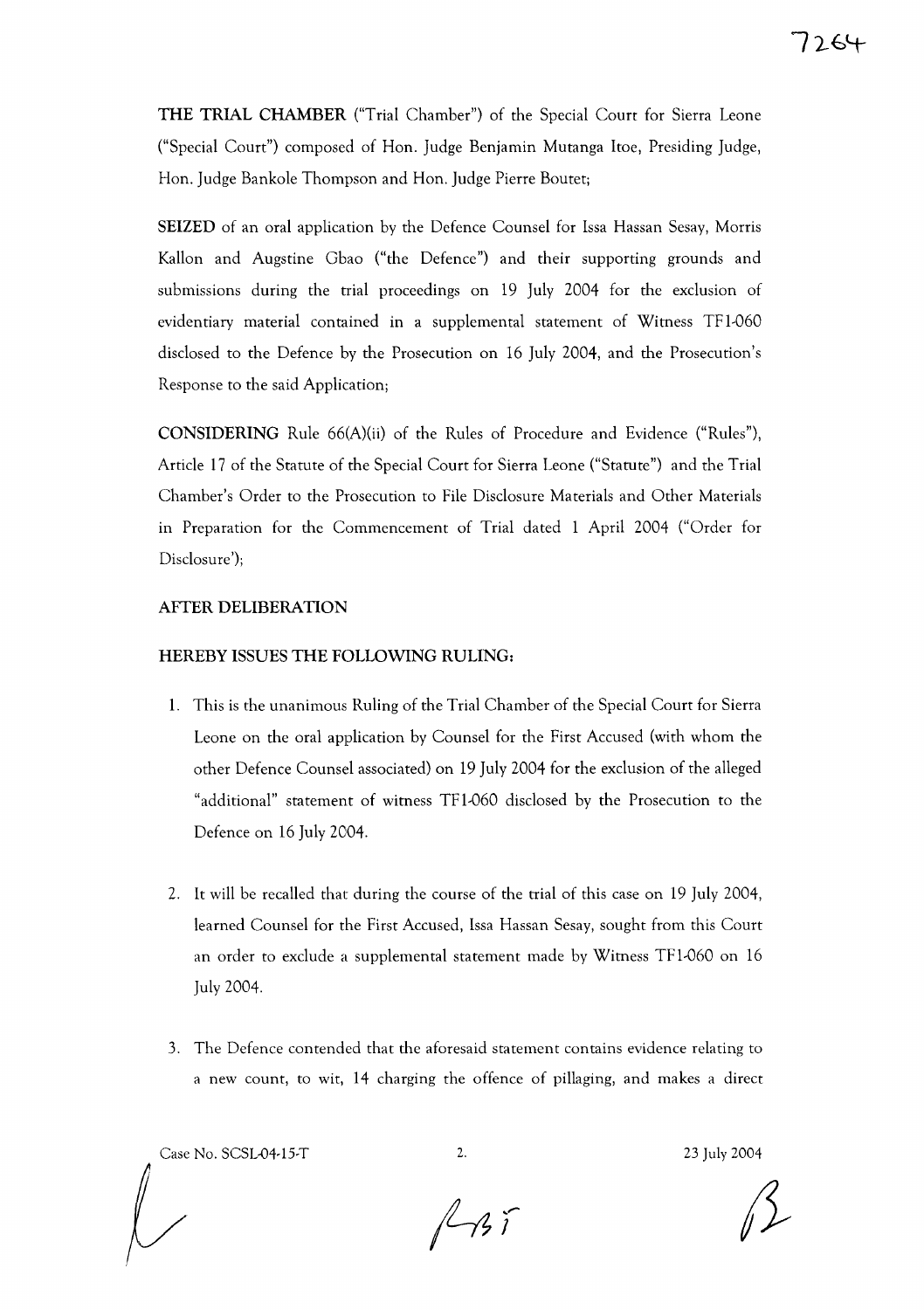**THE TRIAL CHAMBER** ("Trial Chamber") of the Special Court for Sierra Leone ("Special Court") composed of Hon. Judge Benjamin Mutanga Itoe, Presiding Judge, Hon. Judge Bankole Thompson and Hon. Judge Pierre Boutet;

**SEIZED** of an oral application by the Defence Counsel for Issa Hassan Sesay, Morris Kallon and Augstine Gbao ("the Defence") and their supporting grounds and submissions during the trial proceedings on 19 July 2004 for the exclusion of evidentiary material contained in a supplemental statement of Witness TF1-060 disclosed to the Defence by the Prosecution on 16 July 2004, and the Prosecution's Response to the said Application;

**CONSIDERING** Rule 66(A)(ii) of the Rules of Procedure and Evidence ("Rules"), Article 17 of the Statute of the Special Court for Sierra Leone ("Statute") and the Trial Chamber's Order to the Prosecution to File Disclosure Materials and Other Materials in Preparation for the Commencement of Trial dated 1 April 2004 ("Order for Disclosure');

**AFTER DELIBERATION**

**HEREBY ISSUES THE FOLLOWING RULING:**

1. This is the unanimous Ruling of the Trial Chamber of the Special Court for Sierra Leone on the oral application by Counsel for the First Accused (with whom the other Defence Counsel associated) on 19 July 2004 for the exclusion of the alleged "additional" statement of witness TF1-060 disclosed by the Prosecution to the Defence on 16 July 2004.

2. It will be recalled that during the course of the trial of this case on 19 July 2004, learned Counsel for the First Accused, Issa Hassan Sesay, sought from this Court an order to exclude a supplemental statement made by Witness TF1-060 on 16 July 2004.

3. The Defence contended that the aforesaid statement contains evidence relating to a new count, to wit, 14 charging the offence of pillaging, and makes a direct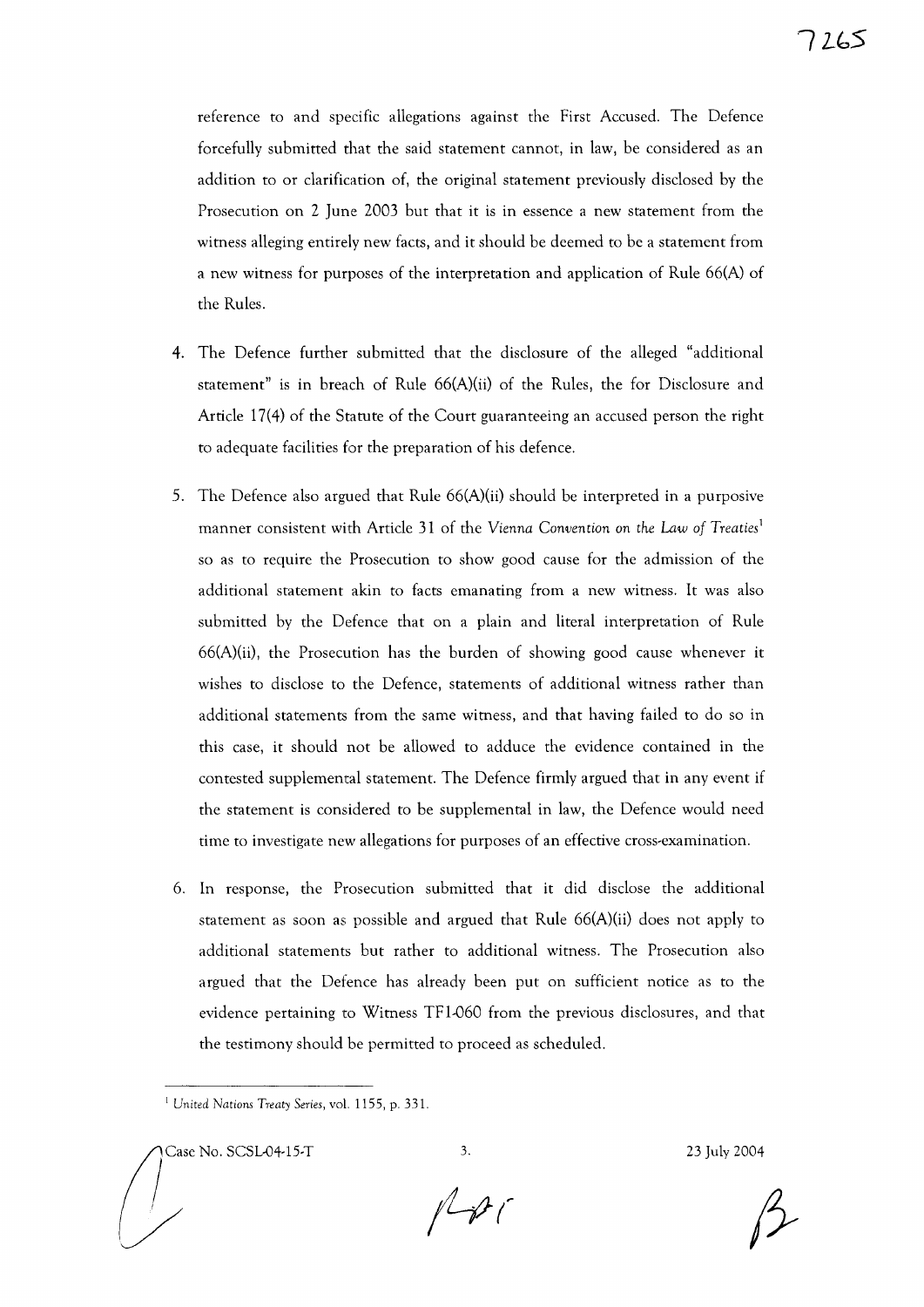reference to and specific allegations against the First Accused. The Defence forcefully submitted that the said statement cannot, in law, be considered as an addition to or clarification of, the original statement previously disclosed by the Prosecution on 2 June 2003 but that it is in essence a new statement from the witness alleging entirely new facts, and it should be deemed to be a statement from a new witness for purposes of the interpretation and application of Rule 66(A) of the Rules.

4. The Defence further submitted that the disclosure of the alleged "additional statement" is in breach of Rule 66(A)(ii) of the Rules, the for Disclosure and Article 17(4) of the Statute of the Court guaranteeing an accused person the right to adequate facilities for the preparation of his defence.

5. The Defence also argued that Rule 66(A)(ii) should be interpreted in a purposive manner consistent with Article 31 of the *Vienna Convention on the Law of Treaties*[1] so as to require the Prosecution to show good cause for the admission of the additional statement akin to facts emanating from a new witness. It was also submitted by the Defence that on a plain and literal interpretation of Rule 66(A)(ii), the Prosecution has the burden of showing good cause whenever it wishes to disclose to the Defence, statements of additional witness rather than additional statements from the same witness, and that having failed to do so in this case, it should not be allowed to adduce the evidence contained in the contested supplemental statement. The Defence firmly argued that in any event if the statement is considered to be supplemental in law, the Defence would need time to investigate new allegations for purposes of an effective cross-examination.

6. In response, the Prosecution submitted that it did disclose the additional statement as soon as possible and argued that Rule 66(A)(ii) does not apply to additional statements but rather to additional witness. The Prosecution also argued that the Defence has already been put on sufficient notice as to the evidence pertaining to Witness TF1-060 from the previous disclosures, and that the testimony should be permitted to proceed as scheduled.

---

[1] *United Nations Treaty Series*, vol. 1155, p. 331.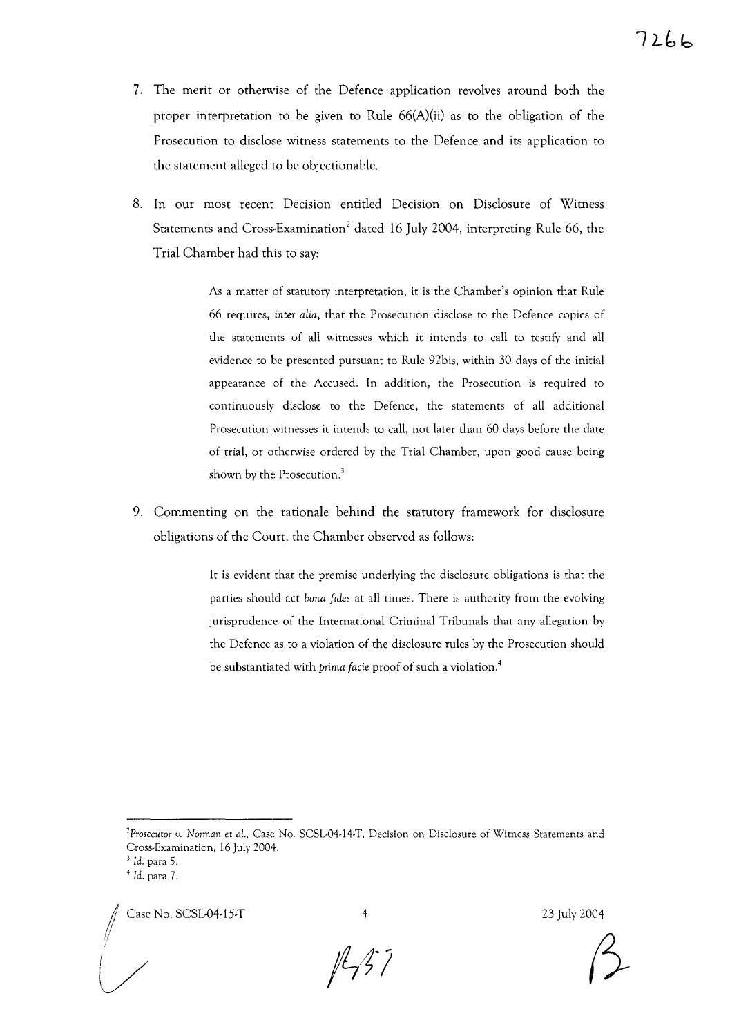7. The merit or otherwise of the Defence application revolves around both the proper interpretation to be given to Rule 66(A)(ii) as to the obligation of the Prosecution to disclose witness statements to the Defence and its application to the statement alleged to be objectionable.

8. In our most recent Decision entitled Decision on Disclosure of Witness Statements and Cross-Examination[2] dated 16 July 2004, interpreting Rule 66, the Trial Chamber had this to say:

> As a matter of statutory interpretation, it is the Chamber's opinion that Rule 66 requires, *inter alia*, that the Prosecution disclose to the Defence copies of the statements of all witnesses which it intends to call to testify and all evidence to be presented pursuant to Rule 92bis, within 30 days of the initial appearance of the Accused. In addition, the Prosecution is required to continuously disclose to the Defence, the statements of all additional Prosecution witnesses it intends to call, not later than 60 days before the date of trial, or otherwise ordered by the Trial Chamber, upon good cause being shown by the Prosecution.[3]

9. Commenting on the rationale behind the statutory framework for disclosure obligations of the Court, the Chamber observed as follows:

> It is evident that the premise underlying the disclosure obligations is that the parties should act *bona fides* at all times. There is authority from the evolving jurisprudence of the International Criminal Tribunals that any allegation by the Defence as to a violation of the disclosure rules by the Prosecution should be substantiated with *prima facie* proof of such a violation.[4]

---

[2] *Prosecutor v. Norman et al.*, Case No. SCSL-04-14-T, Decision on Disclosure of Witness Statements and Cross-Examination, 16 July 2004.

[3] *Id.* para 5.

[4] *Id.* para 7.

Case No. SCSL-04-15-T — 23 July 2004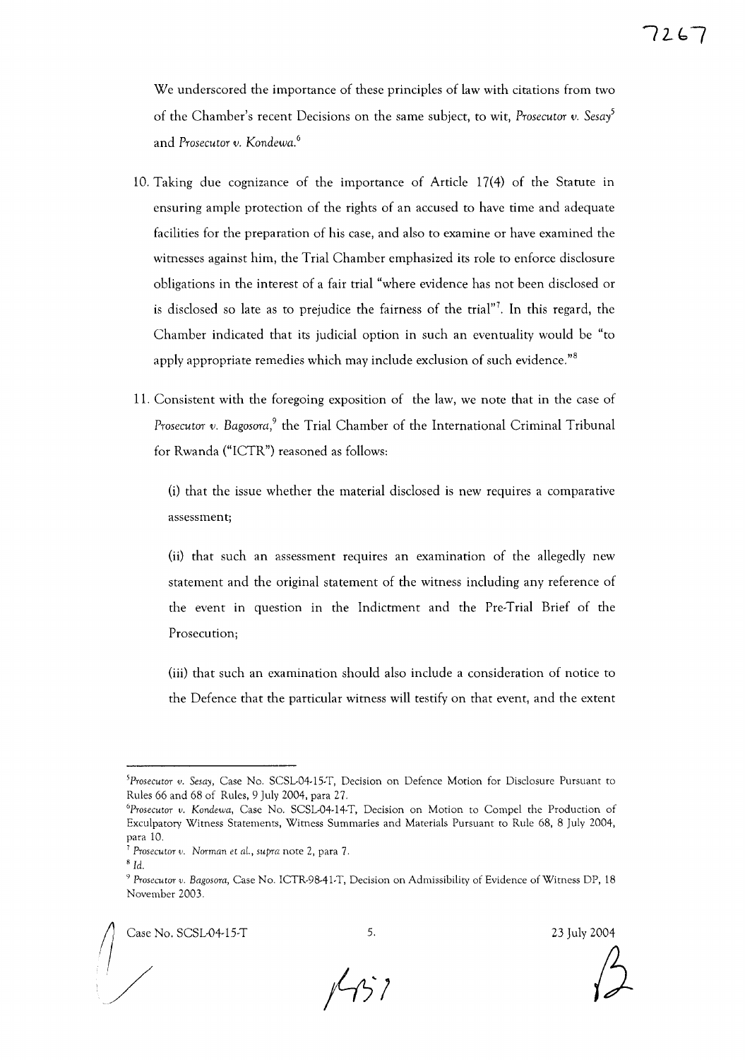We underscored the importance of these principles of law with citations from two of the Chamber's recent Decisions on the same subject, to wit, *Prosecutor v. Sesay*[5] and *Prosecutor v. Kondewa.*[6]

10. Taking due cognizance of the importance of Article 17(4) of the Statute in ensuring ample protection of the rights of an accused to have time and adequate facilities for the preparation of his case, and also to examine or have examined the witnesses against him, the Trial Chamber emphasized its role to enforce disclosure obligations in the interest of a fair trial "where evidence has not been disclosed or is disclosed so late as to prejudice the fairness of the trial"[7]. In this regard, the Chamber indicated that its judicial option in such an eventuality would be "to apply appropriate remedies which may include exclusion of such evidence."[8]

11. Consistent with the foregoing exposition of the law, we note that in the case of *Prosecutor v. Bagosora*,[9] the Trial Chamber of the International Criminal Tribunal for Rwanda ("ICTR") reasoned as follows:

    (i) that the issue whether the material disclosed is new requires a comparative assessment;

    (ii) that such an assessment requires an examination of the allegedly new statement and the original statement of the witness including any reference of the event in question in the Indictment and the Pre-Trial Brief of the Prosecution;

    (iii) that such an examination should also include a consideration of notice to the Defence that the particular witness will testify on that event, and the extent

---

[5] *Prosecutor v. Sesay*, Case No. SCSL-04-15-T, Decision on Defence Motion for Disclosure Pursuant to Rules 66 and 68 of Rules, 9 July 2004, para 27.

[6] *Prosecutor v. Kondewa*, Case No. SCSL-04-14-T, Decision on Motion to Compel the Production of Exculpatory Witness Statements, Witness Summaries and Materials Pursuant to Rule 68, 8 July 2004, para 10.

[7] *Prosecutor v. Norman et al., supra* note 2, para 7.

[8] *Id.*

[9] *Prosecutor v. Bagosora*, Case No. ICTR-98-41-T, Decision on Admissibility of Evidence of Witness DP, 18 November 2003.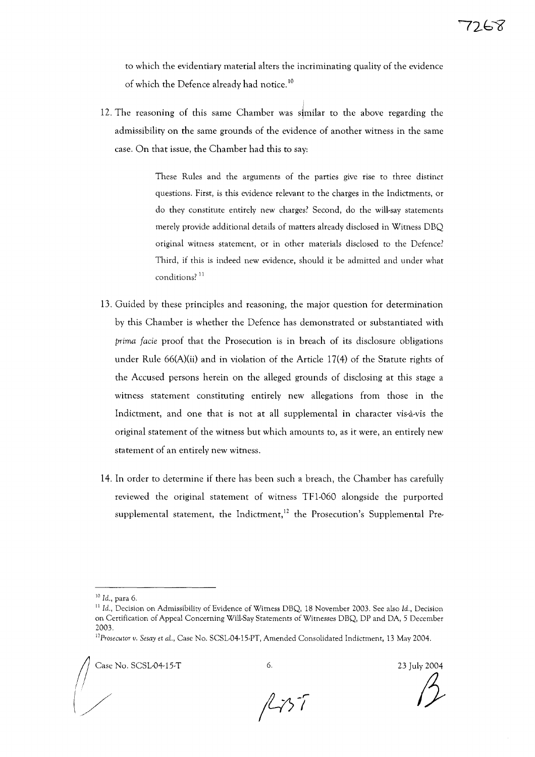to which the evidentiary material alters the incriminating quality of the evidence of which the Defence already had notice.[10]

12. The reasoning of this same Chamber was similar to the above regarding the admissibility on the same grounds of the evidence of another witness in the same case. On that issue, the Chamber had this to say:

> These Rules and the arguments of the parties give rise to three distinct questions. First, is this evidence relevant to the charges in the Indictments, or do they constitute entirely new charges? Second, do the will-say statements merely provide additional details of matters already disclosed in Witness DBQ original witness statement, or in other materials disclosed to the Defence? Third, if this is indeed new evidence, should it be admitted and under what conditions?[11]

13. Guided by these principles and reasoning, the major question for determination by this Chamber is whether the Defence has demonstrated or substantiated with *prima facie* proof that the Prosecution is in breach of its disclosure obligations under Rule 66(A)(ii) and in violation of the Article 17(4) of the Statute rights of the Accused persons herein on the alleged grounds of disclosing at this stage a witness statement constituting entirely new allegations from those in the Indictment, and one that is not at all supplemental in character vis-à-vis the original statement of the witness but which amounts to, as it were, an entirely new statement of an entirely new witness.

14. In order to determine if there has been such a breach, the Chamber has carefully reviewed the original statement of witness TF1-060 alongside the purported supplemental statement, the Indictment,[12] the Prosecution's Supplemental Pre-

---

[10] *Id.*, para 6.

[11] *Id.*, Decision on Admissibility of Evidence of Witness DBQ, 18 November 2003. See also *Id.*, Decision on Certification of Appeal Concerning Will-Say Statements of Witnesses DBQ, DP and DA, 5 December 2003.

[12] *Prosecutor v. Sesay et al.*, Case No. SCSL-04-15-PT, Amended Consolidated Indictment, 13 May 2004.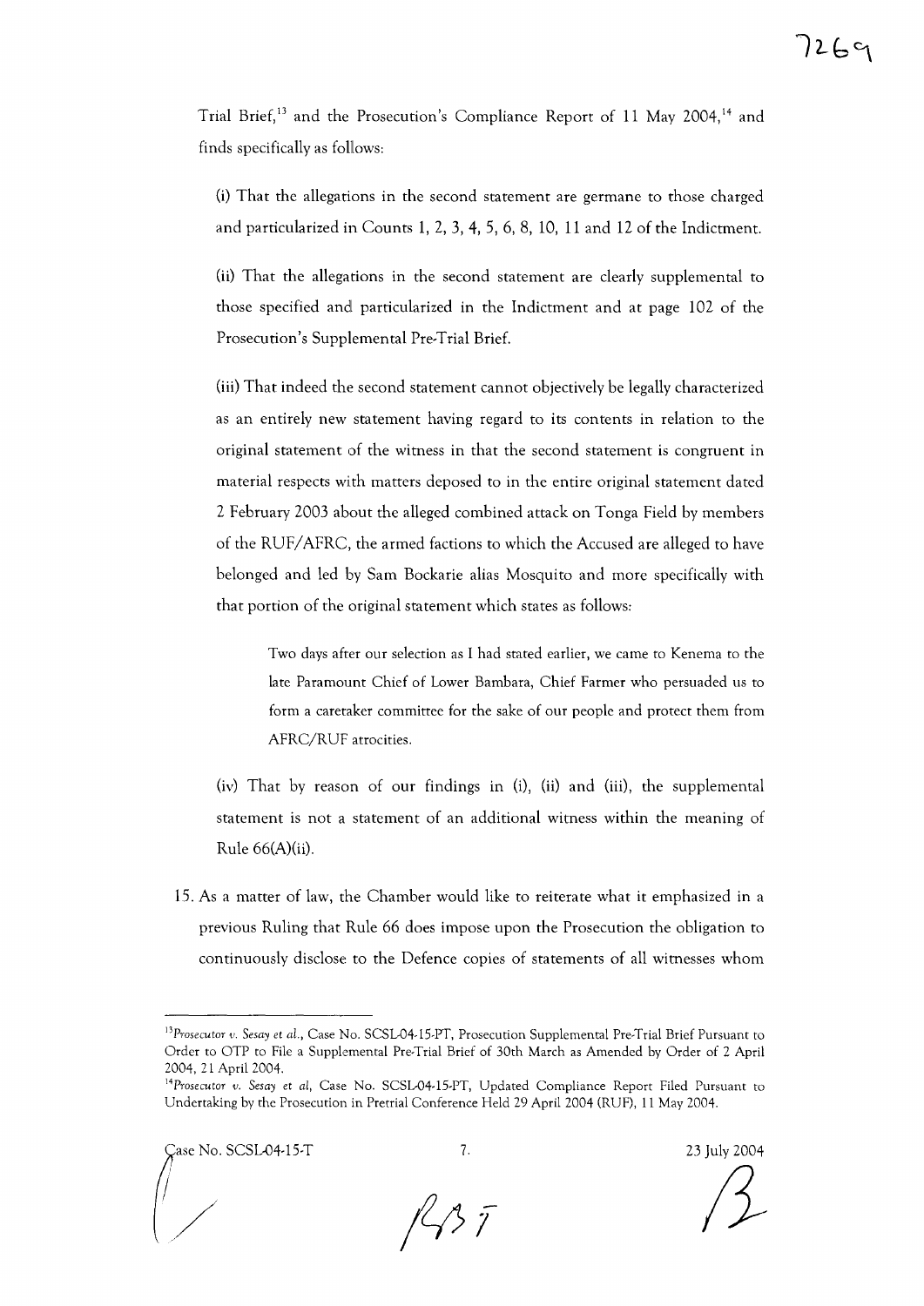Trial Brief,[13] and the Prosecution's Compliance Report of 11 May 2004,[14] and finds specifically as follows:

(i) That the allegations in the second statement are germane to those charged and particularized in Counts 1, 2, 3, 4, 5, 6, 8, 10, 11 and 12 of the Indictment.

(ii) That the allegations in the second statement are clearly supplemental to those specified and particularized in the Indictment and at page 102 of the Prosecution's Supplemental Pre-Trial Brief.

(iii) That indeed the second statement cannot objectively be legally characterized as an entirely new statement having regard to its contents in relation to the original statement of the witness in that the second statement is congruent in material respects with matters deposed to in the entire original statement dated 2 February 2003 about the alleged combined attack on Tonga Field by members of the RUF/AFRC, the armed factions to which the Accused are alleged to have belonged and led by Sam Bockarie alias Mosquito and more specifically with that portion of the original statement which states as follows:

> Two days after our selection as I had stated earlier, we came to Kenema to the late Paramount Chief of Lower Bambara, Chief Farmer who persuaded us to form a caretaker committee for the sake of our people and protect them from AFRC/RUF atrocities.

(iv) That by reason of our findings in (i), (ii) and (iii), the supplemental statement is not a statement of an additional witness within the meaning of Rule 66(A)(ii).

15. As a matter of law, the Chamber would like to reiterate what it emphasized in a previous Ruling that Rule 66 does impose upon the Prosecution the obligation to continuously disclose to the Defence copies of statements of all witnesses whom

---

[13] *Prosecutor v. Sesay et al.*, Case No. SCSL-04-15-PT, Prosecution Supplemental Pre-Trial Brief Pursuant to Order to OTP to File a Supplemental Pre-Trial Brief of 30th March as Amended by Order of 2 April 2004, 21 April 2004.

[14] *Prosecutor v. Sesay et al*, Case No. SCSL-04-15-PT, Updated Compliance Report Filed Pursuant to Undertaking by the Prosecution in Pretrial Conference Held 29 April 2004 (RUF), 11 May 2004.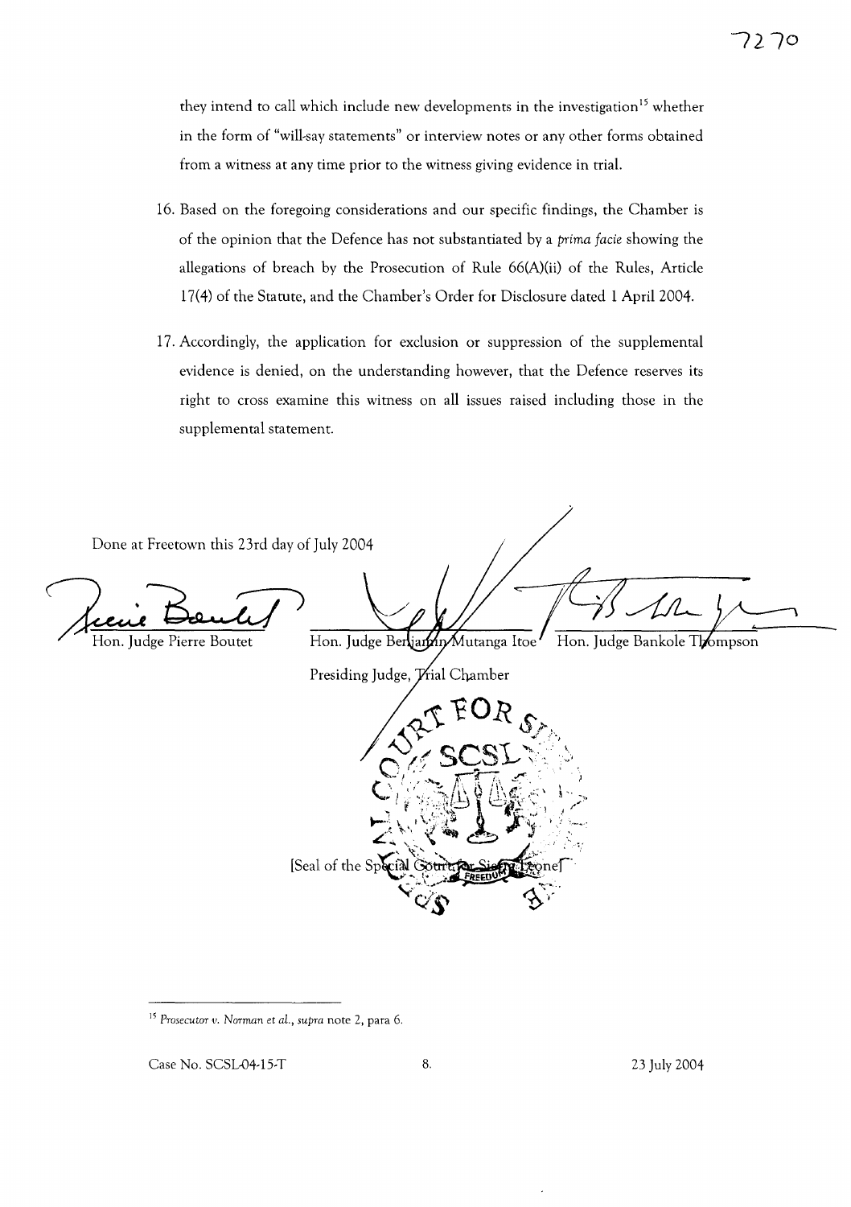they intend to call which include new developments in the investigation[15] whether in the form of "will-say statements" or interview notes or any other forms obtained from a witness at any time prior to the witness giving evidence in trial.

16. Based on the foregoing considerations and our specific findings, the Chamber is of the opinion that the Defence has not substantiated by a *prima facie* showing the allegations of breach by the Prosecution of Rule 66(A)(ii) of the Rules, Article 17(4) of the Statute, and the Chamber's Order for Disclosure dated 1 April 2004.

17. Accordingly, the application for exclusion or suppression of the supplemental evidence is denied, on the understanding however, that the Defence reserves its right to cross examine this witness on all issues raised including those in the supplemental statement.

Done at Freetown this 23rd day of July 2004

| | | |
|---|---|---|
| Hon. Judge Pierre Boutet | Hon. Judge Benjamin Mutanga Itoe<br>Presiding Judge, Trial Chamber | Hon. Judge Bankole Thompson |

[Seal of the Special Court for Sierra Leone]

---

[15] *Prosecutor v. Norman et al., supra* note 2, para 6.

Case No. SCSL-04-15-T 23 July 2004